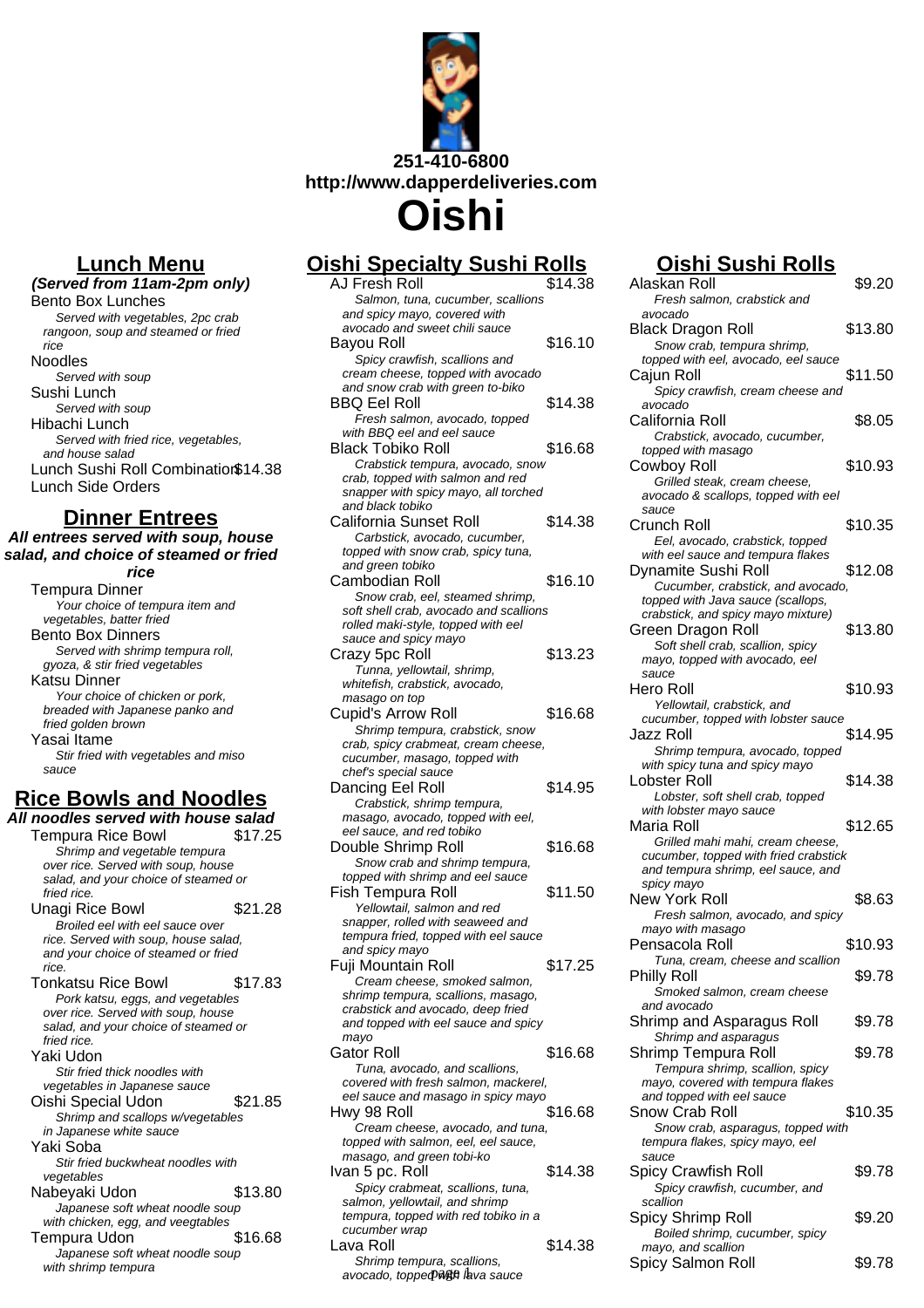251-410-6800
http://www.dapperdeliveries.com

# Oishi

## Lunch Menu

***(Served from 11am-2pm only)***

Bento Box Lunches
*Served with vegetables, 2pc crab rangoon, soup and steamed or fried rice*

Noodles
*Served with soup*

Sushi Lunch
*Served with soup*

Hibachi Lunch
*Served with fried rice, vegetables, and house salad*

Lunch Sushi Roll Combination $14.38

Lunch Side Orders

## Dinner Entrees

***All entrees served with soup, house salad, and choice of steamed or fried rice***

Tempura Dinner
*Your choice of tempura item and vegetables, batter fried*

Bento Box Dinners
*Served with shrimp tempura roll, gyoza, & stir fried vegetables*

Katsu Dinner
*Your choice of chicken or pork, breaded with Japanese panko and fried golden brown*

Yasai Itame
*Stir fried with vegetables and miso sauce*

## Rice Bowls and Noodles

***All noodles served with house salad***

Tempura Rice Bowl $17.25
*Shrimp and vegetable tempura over rice. Served with soup, house salad, and your choice of steamed or fried rice.*

Unagi Rice Bowl $21.28
*Broiled eel with eel sauce over rice. Served with soup, house salad, and your choice of steamed or fried rice.*

Tonkatsu Rice Bowl $17.83
*Pork katsu, eggs, and vegetables over rice. Served with soup, house salad, and your choice of steamed or fried rice.*

Yaki Udon
*Stir fried thick noodles with vegetables in Japanese sauce*

Oishi Special Udon $21.85
*Shrimp and scallops w/vegetables in Japanese white sauce*

Yaki Soba
*Stir fried buckwheat noodles with vegetables*

Nabeyaki Udon $13.80
*Japanese soft wheat noodle soup with chicken, egg, and veegtables*

Tempura Udon $16.68
*Japanese soft wheat noodle soup with shrimp tempura*

## Oishi Specialty Sushi Rolls

AJ Fresh Roll $14.38
*Salmon, tuna, cucumber, scallions and spicy mayo, covered with avocado and sweet chili sauce*

Bayou Roll $16.10
*Spicy crawfish, scallions and cream cheese, topped with avocado and snow crab with green to-biko*

BBQ Eel Roll $14.38
*Fresh salmon, avocado, topped with BBQ eel and eel sauce*

Black Tobiko Roll $16.68
*Crabstick tempura, avocado, snow crab, topped with salmon and red snapper with spicy mayo, all torched and black tobiko*

California Sunset Roll $14.38
*Carbstick, avocado, cucumber, topped with snow crab, spicy tuna, and green tobiko*

Cambodian Roll $16.10
*Snow crab, eel, steamed shrimp, soft shell crab, avocado and scallions rolled maki-style, topped with eel sauce and spicy mayo*

Crazy 5pc Roll $13.23
*Tunna, yellowtail, shrimp, whitefish, crabstick, avocado, masago on top*

Cupid's Arrow Roll $16.68
*Shrimp tempura, crabstick, snow crab, spicy crabmeat, cream cheese, cucumber, masago, topped with chef's special sauce*

Dancing Eel Roll $14.95
*Crabstick, shrimp tempura, masago, avocado, topped with eel, eel sauce, and red tobiko*

Double Shrimp Roll $16.68
*Snow crab and shrimp tempura, topped with shrimp and eel sauce*

Fish Tempura Roll $11.50
*Yellowtail, salmon and red snapper, rolled with seaweed and tempura fried, topped with eel sauce and spicy mayo*

Fuji Mountain Roll $17.25
*Cream cheese, smoked salmon, shrimp tempura, scallions, masago, crabstick and avocado, deep fried and topped with eel sauce and spicy mayo*

Gator Roll $16.68
*Tuna, avocado, and scallions, covered with fresh salmon, mackerel, eel sauce and masago in spicy mayo*

Hwy 98 Roll $16.68
*Cream cheese, avocado, and tuna, topped with salmon, eel, eel sauce, masago, and green tobi-ko*

Ivan 5 pc. Roll $14.38
*Spicy crabmeat, scallions, tuna, salmon, yellowtail, and shrimp tempura, topped with red tobiko in a cucumber wrap*

Lava Roll $14.38
*Shrimp tempura, scallions, avocado, topped with lava sauce*

## Oishi Sushi Rolls

Alaskan Roll $9.20
*Fresh salmon, crabstick and avocado*

Black Dragon Roll $13.80
*Snow crab, tempura shrimp, topped with eel, avocado, eel sauce*

Cajun Roll $11.50
*Spicy crawfish, cream cheese and avocado*

California Roll $8.05
*Crabstick, avocado, cucumber, topped with masago*

Cowboy Roll $10.93
*Grilled steak, cream cheese, avocado & scallops, topped with eel sauce*

Crunch Roll $10.35
*Eel, avocado, crabstick, topped with eel sauce and tempura flakes*

Dynamite Sushi Roll $12.08
*Cucumber, crabstick, and avocado, topped with Java sauce (scallops, crabstick, and spicy mayo mixture)*

Green Dragon Roll $13.80
*Soft shell crab, scallion, spicy mayo, topped with avocado, eel sauce*

Hero Roll $10.93
*Yellowtail, crabstick, and cucumber, topped with lobster sauce*

Jazz Roll $14.95
*Shrimp tempura, avocado, topped with spicy tuna and spicy mayo*

Lobster Roll $14.38
*Lobster, soft shell crab, topped with lobster mayo sauce*

Maria Roll $12.65
*Grilled mahi mahi, cream cheese, cucumber, topped with fried crabstick and tempura shrimp, eel sauce, and spicy mayo*

New York Roll $8.63
*Fresh salmon, avocado, and spicy mayo with masago*

Pensacola Roll $10.93
*Tuna, cream, cheese and scallion*

Philly Roll $9.78
*Smoked salmon, cream cheese and avocado*

Shrimp and Asparagus Roll $9.78
*Shrimp and asparagus*

Shrimp Tempura Roll $9.78
*Tempura shrimp, scallion, spicy mayo, covered with tempura flakes and topped with eel sauce*

Snow Crab Roll $10.35
*Snow crab, asparagus, topped with tempura flakes, spicy mayo, eel sauce*

Spicy Crawfish Roll $9.78
*Spicy crawfish, cucumber, and scallion*

Spicy Shrimp Roll $9.20
*Boiled shrimp, cucumber, spicy mayo, and scallion*

Spicy Salmon Roll $9.78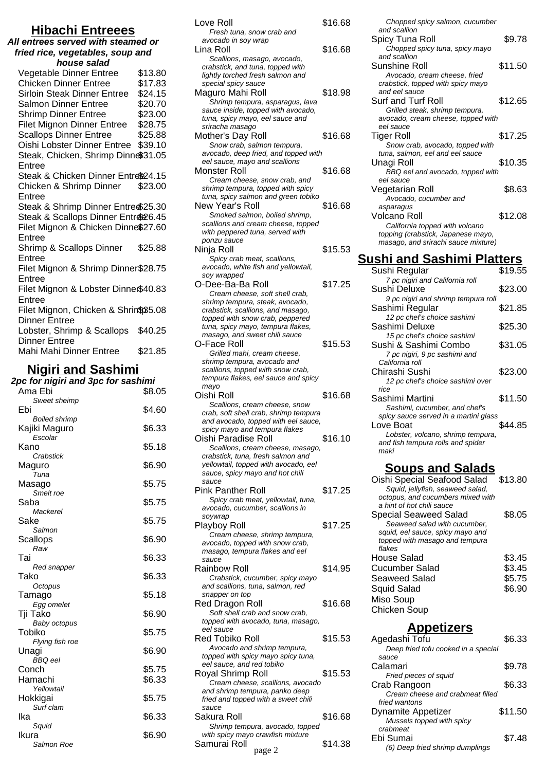## Hibachi Entreees

**All entrees served with steamed or fried rice, vegetables, soup and house salad**

| Item | Price |
|---|---|
| Vegetable Dinner Entree | $13.80 |
| Chicken Dinner Entree | $17.83 |
| Sirloin Steak Dinner Entree | $24.15 |
| Salmon Dinner Entree | $20.70 |
| Shrimp Dinner Entree | $23.00 |
| Filet Mignon Dinner Entree | $28.75 |
| Scallops Dinner Entree | $25.88 |
| Oishi Lobster Dinner Entree | $39.10 |
| Steak, Chicken, Shrimp Dinner Entree | $31.05 |
| Steak & Chicken Dinner Entree | $24.15 |
| Chicken & Shrimp Dinner Entree | $23.00 |
| Steak & Shrimp Dinner Entree | $25.30 |
| Steak & Scallops Dinner Entree | $26.45 |
| Filet Mignon & Chicken Dinner Entree | $27.60 |
| Shrimp & Scallops Dinner Entree | $25.88 |
| Filet Mignon & Shrimp Dinner Entree | $28.75 |
| Filet Mignon & Lobster Dinner Entree | $40.83 |
| Filet Mignon, Chicken & Shrimp Dinner Entree | $35.08 |
| Lobster, Shrimp & Scallops Dinner Entree | $40.25 |
| Mahi Mahi Dinner Entree | $21.85 |

## Nigiri and Sashimi

**2pc for nigiri and 3pc for sashimi**

| Item | Price |
|---|---|
| Ama Ebi<br>*Sweet sheimp* | $8.05 |
| Ebi<br>*Boiled shrimp* | $4.60 |
| Kajiki Maguro<br>*Escolar* | $6.33 |
| Kano<br>*Crabstick* | $5.18 |
| Maguro<br>*Tuna* | $6.90 |
| Masago<br>*Smelt roe* | $5.75 |
| Saba<br>*Mackerel* | $5.75 |
| Sake<br>*Salmon* | $5.75 |
| Scallops<br>*Raw* | $6.90 |
| Tai<br>*Red snapper* | $6.33 |
| Tako<br>*Octopus* | $6.33 |
| Tamago<br>*Egg omelet* | $5.18 |
| Tji Tako<br>*Baby octopus* | $6.90 |
| Tobiko<br>*Flying fish roe* | $5.75 |
| Unagi<br>*BBQ eel* | $6.90 |
| Conch | $5.75 |
| Hamachi<br>*Yellowtail* | $6.33 |
| Hokkigai<br>*Surf clam* | $5.75 |
| Ika<br>*Squid* | $6.33 |
| Ikura<br>*Salmon Roe* | $6.90 |

| Item | Price |
|---|---|
| Love Roll<br>*Fresh tuna, snow crab and avocado in soy wrap* | $16.68 |
| Lina Roll<br>*Scallions, masago, avocado, crabstick, and tuna, topped with lightly torched fresh salmon and special spicy sauce* | $16.68 |
| Maguro Mahi Roll<br>*Shrimp tempura, asparagus, lava sauce inside, topped with avocado, tuna, spicy mayo, eel sauce and sriracha masago* | $18.98 |
| Mother's Day Roll<br>*Snow crab, salmon tempura, avocado, deep fried, and topped with eel sauce, mayo and scallions* | $16.68 |
| Monster Roll<br>*Cream cheese, snow crab, and shrimp tempura, topped with spicy tuna, spicy salmon and green tobiko* | $16.68 |
| New Year's Roll<br>*Smoked salmon, boiled shrimp, scallions and cream cheese, topped with peppered tuna, served with ponzu sauce* | $16.68 |
| Ninja Roll<br>*Spicy crab meat, scallions, avocado, white fish and yellowtail, soy wrapped* | $15.53 |
| O-Dee-Ba-Ba Roll<br>*Cream cheese, soft shell crab, shrimp tempura, steak, avocado, crabstick, scallions, and masago, topped with snow crab, peppered tuna, spicy mayo, tempura flakes, masago, and sweet chili sauce* | $17.25 |
| O-Face Roll<br>*Grilled mahi, cream cheese, shrimp tempura, avocado and scallions, topped with snow crab, tempura flakes, eel sauce and spicy mayo* | $15.53 |
| Oishi Roll<br>*Scallions, cream cheese, snow crab, soft shell crab, shrimp tempura and avocado, topped with eel sauce, spicy mayo and tempura flakes* | $16.68 |
| Oishi Paradise Roll<br>*Scallions, cream cheese, masago, crabstick, tuna, fresh salmon and yellowtail, topped with avocado, eel sauce, spicy mayo and hot chili sauce* | $16.10 |
| Pink Panther Roll<br>*Spicy crab meat, yellowtail, tuna, avocado, cucumber, scallions in soywrap* | $17.25 |
| Playboy Roll<br>*Cream cheese, shrimp tempura, avocado, topped with snow crab, masago, tempura flakes and eel sauce* | $17.25 |
| Rainbow Roll<br>*Crabstick, cucumber, spicy mayo and scallions, tuna, salmon, red snapper on top* | $14.95 |
| Red Dragon Roll<br>*Soft shell crab and snow crab, topped with avocado, tuna, masago, eel sauce* | $16.68 |
| Red Tobiko Roll<br>*Avocado and shrimp tempura, topped with spicy mayo spicy tuna, eel sauce, and red tobiko* | $15.53 |
| Royal Shrimp Roll<br>*Cream cheese, scallions, avocado and shrimp tempura, panko deep fried and topped with a sweet chili sauce* | $15.53 |
| Sakura Roll<br>*Shrimp tempura, avocado, topped with spicy mayo crawfish mixture* | $16.68 |
| Samurai Roll<br>*Chopped spicy salmon, cucumber and scallion* | $14.38 |
| Spicy Tuna Roll<br>*Chopped spicy tuna, spicy mayo and scallion* | $9.78 |
| Sunshine Roll<br>*Avocado, cream cheese, fried crabstick, topped with spicy mayo and eel sauce* | $11.50 |
| Surf and Turf Roll<br>*Grilled steak, shrimp tempura, avocado, cream cheese, topped with eel sauce* | $12.65 |
| Tiger Roll<br>*Snow crab, avocado, topped with tuna, salmon, eel and eel sauce* | $17.25 |
| Unagi Roll<br>*BBQ eel and avocado, topped with eel sauce* | $10.35 |
| Vegetarian Roll<br>*Avocado, cucumber and asparagus* | $8.63 |
| Volcano Roll<br>*California topped with volcano topping (crabstick, Japanese mayo, masago, and sriracha sauce mixture)* | $12.08 |

## Sushi and Sashimi Platters

| Item | Price |
|---|---|
| Sushi Regular<br>*7 pc nigiri and California roll* | $19.55 |
| Sushi Deluxe<br>*9 pc nigiri and shrimp tempura roll* | $23.00 |
| Sashimi Regular<br>*12 pc chef's choice sashimi* | $21.85 |
| Sashimi Deluxe<br>*15 pc chef's choice sashimi* | $25.30 |
| Sushi & Sashimi Combo<br>*7 pc nigiri, 9 pc sashimi and California roll* | $31.05 |
| Chirashi Sushi<br>*12 pc chef's choice sashimi over rice* | $23.00 |
| Sashimi Martini<br>*Sashimi, cucumber, and chef's spicy sauce served in a martini glass* | $11.50 |
| Love Boat<br>*Lobster, volcano, shrimp tempura, and fish tempura rolls and spider maki* | $44.85 |

## Soups and Salads

| Item | Price |
|---|---|
| Oishi Special Seafood Salad<br>*Squid, jellyfish, seaweed salad, octopus, and cucumbers mixed with a hint of hot chili sauce* | $13.80 |
| Special Seaweed Salad<br>*Seaweed salad with cucumber, squid, eel sauce, spicy mayo and topped with masago and tempura flakes* | $8.05 |
| House Salad | $3.45 |
| Cucumber Salad | $3.45 |
| Seaweed Salad | $5.75 |
| Squid Salad | $6.90 |
| Miso Soup | |
| Chicken Soup | |

## Appetizers

| Item | Price |
|---|---|
| Agedashi Tofu<br>*Deep fried tofu cooked in a special sauce* | $6.33 |
| Calamari<br>*Fried pieces of squid* | $9.78 |
| Crab Rangoon<br>*Cream cheese and crabmeat filled fried wantons* | $6.33 |
| Dynamite Appetizer<br>*Mussels topped with spicy crabmeat* | $11.50 |
| Ebi Sumai<br>*(6) Deep fried shrimp dumplings* | $7.48 |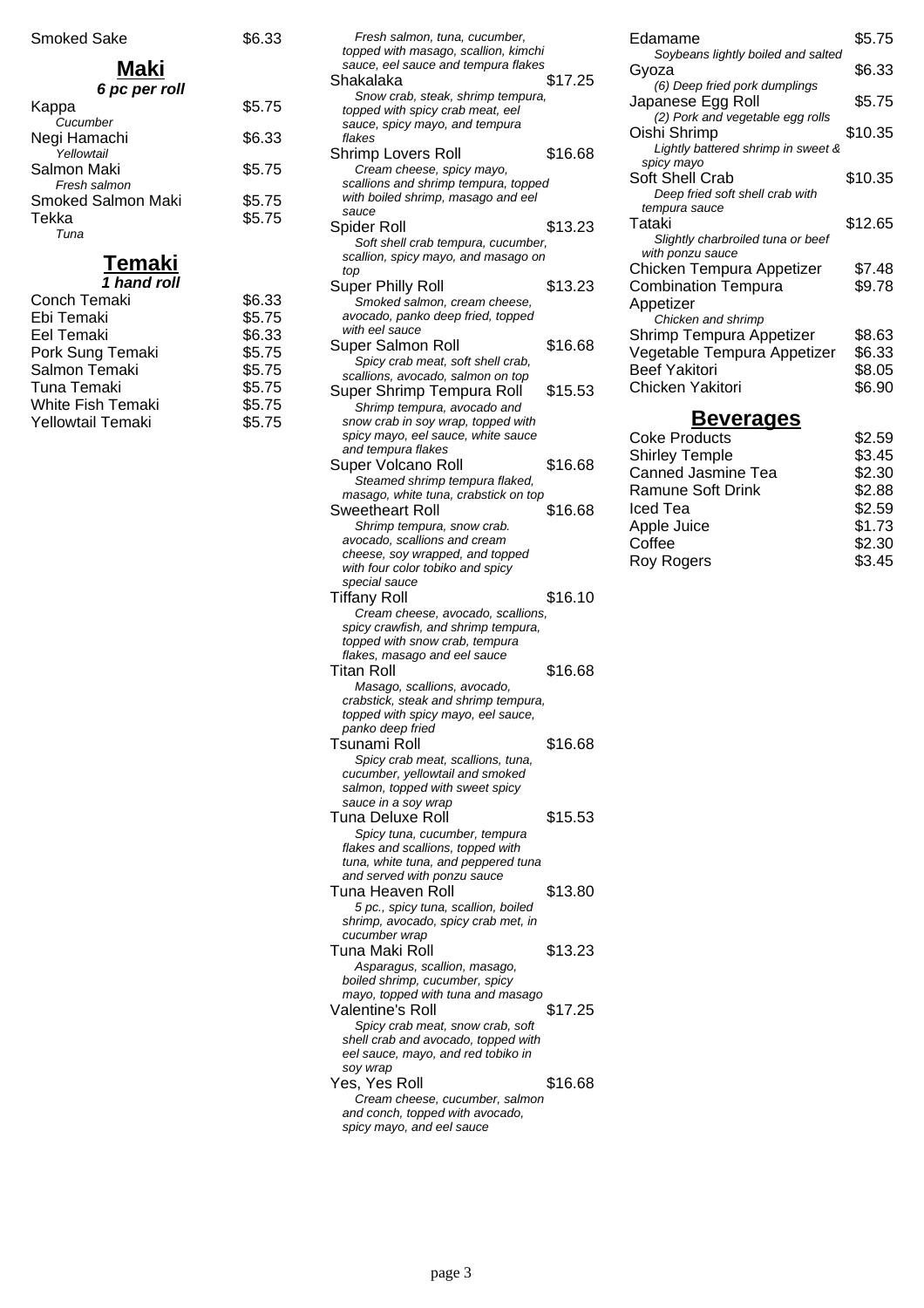Smoked Sake $6.33

## Maki

***6 pc per roll***

Kappa $5.75
*Cucumber*

Negi Hamachi $6.33
*Yellowtail*

Salmon Maki $5.75
*Fresh salmon*

Smoked Salmon Maki $5.75

Tekka $5.75
*Tuna*

## Temaki

***1 hand roll***

Conch Temaki $6.33

Ebi Temaki $5.75

Eel Temaki $6.33

Pork Sung Temaki $5.75

Salmon Temaki $5.75

Tuna Temaki $5.75

White Fish Temaki $5.75

Yellowtail Temaki $5.75

*Fresh salmon, tuna, cucumber, topped with masago, scallion, kimchi sauce, eel sauce and tempura flakes*

Shakalaka $17.25
*Snow crab, steak, shrimp tempura, topped with spicy crab meat, eel sauce, spicy mayo, and tempura flakes*

Shrimp Lovers Roll $16.68
*Cream cheese, spicy mayo, scallions and shrimp tempura, topped with boiled shrimp, masago and eel sauce*

Spider Roll $13.23
*Soft shell crab tempura, cucumber, scallion, spicy mayo, and masago on top*

Super Philly Roll $13.23
*Smoked salmon, cream cheese, avocado, panko deep fried, topped with eel sauce*

Super Salmon Roll $16.68
*Spicy crab meat, soft shell crab, scallions, avocado, salmon on top*

Super Shrimp Tempura Roll $15.53
*Shrimp tempura, avocado and snow crab in soy wrap, topped with spicy mayo, eel sauce, white sauce and tempura flakes*

Super Volcano Roll $16.68
*Steamed shrimp tempura flaked, masago, white tuna, crabstick on top*

Sweetheart Roll $16.68
*Shrimp tempura, snow crab. avocado, scallions and cream cheese, soy wrapped, and topped with four color tobiko and spicy special sauce*

Tiffany Roll $16.10
*Cream cheese, avocado, scallions, spicy crawfish, and shrimp tempura, topped with snow crab, tempura flakes, masago and eel sauce*

Titan Roll $16.68
*Masago, scallions, avocado, crabstick, steak and shrimp tempura, topped with spicy mayo, eel sauce, panko deep fried*

Tsunami Roll $16.68
*Spicy crab meat, scallions, tuna, cucumber, yellowtail and smoked salmon, topped with sweet spicy sauce in a soy wrap*

Tuna Deluxe Roll $15.53
*Spicy tuna, cucumber, tempura flakes and scallions, topped with tuna, white tuna, and peppered tuna and served with ponzu sauce*

Tuna Heaven Roll $13.80
*5 pc., spicy tuna, scallion, boiled shrimp, avocado, spicy crab met, in cucumber wrap*

Tuna Maki Roll $13.23
*Asparagus, scallion, masago, boiled shrimp, cucumber, spicy mayo, topped with tuna and masago*

Valentine's Roll $17.25
*Spicy crab meat, snow crab, soft shell crab and avocado, topped with eel sauce, mayo, and red tobiko in soy wrap*

Yes, Yes Roll $16.68
*Cream cheese, cucumber, salmon and conch, topped with avocado, spicy mayo, and eel sauce*

Edamame $5.75
*Soybeans lightly boiled and salted*

Gyoza $6.33
*(6) Deep fried pork dumplings*

Japanese Egg Roll $5.75
*(2) Pork and vegetable egg rolls*

Oishi Shrimp $10.35
*Lightly battered shrimp in sweet & spicy mayo*

Soft Shell Crab $10.35
*Deep fried soft shell crab with tempura sauce*

Tataki $12.65
*Slightly charbroiled tuna or beef with ponzu sauce*

Chicken Tempura Appetizer $7.48

Combination Tempura Appetizer $9.78
*Chicken and shrimp*

Shrimp Tempura Appetizer $8.63

Vegetable Tempura Appetizer $6.33

Beef Yakitori $8.05

Chicken Yakitori $6.90

## Beverages

Coke Products $2.59

Shirley Temple $3.45

Canned Jasmine Tea $2.30

Ramune Soft Drink $2.88

Iced Tea $2.59

Apple Juice $1.73

Coffee $2.30

Roy Rogers $3.45